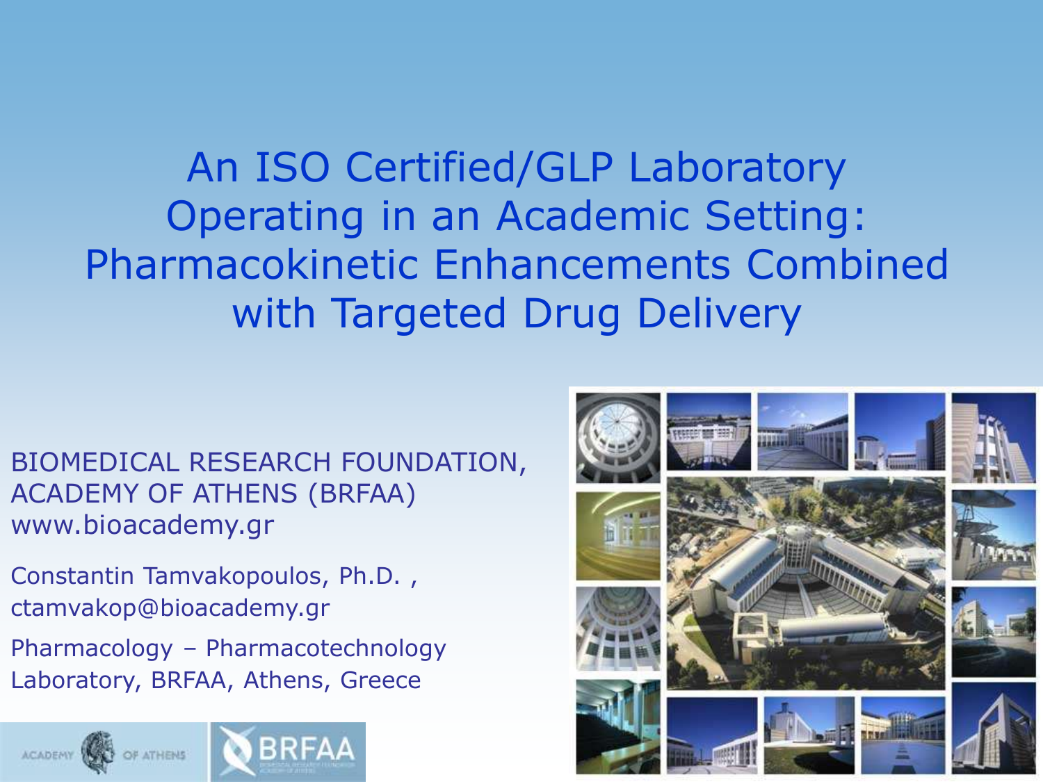# An ISO Certified/GLP Laboratory Operating in an Academic Setting: Pharmacokinetic Enhancements Combined with Targeted Drug Delivery

BIOMEDICAL RESEARCH FOUNDATION, ACADEMY OF ATHENS (BRFAA)
www.bioacademy.gr

Constantin Tamvakopoulos, Ph.D. ,
ctamvakop@bioacademy.gr

Pharmacology – Pharmacotechnology Laboratory, BRFAA, Athens, Greece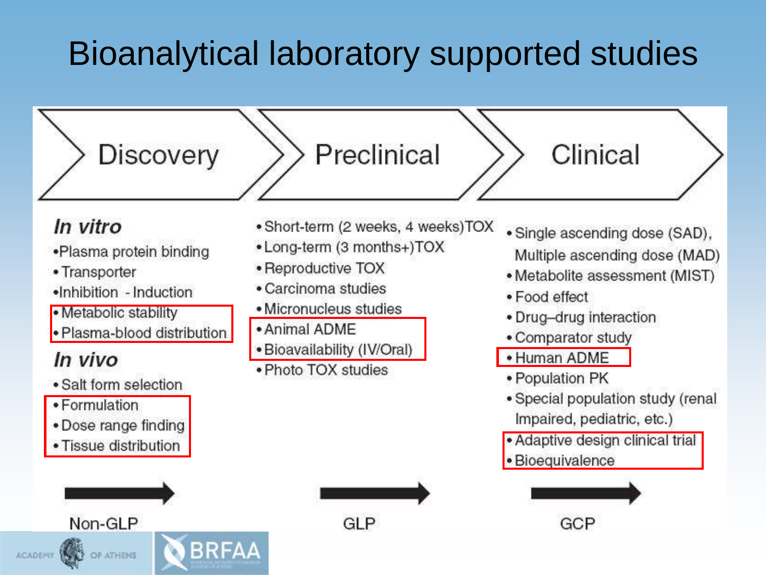# Bioanalytical laboratory supported studies

## Discovery

### *In vitro*

- Plasma protein binding
- Transporter
- Inhibition - Induction
- Metabolic stability
- Plasma-blood distribution

### *In vivo*

- Salt form selection
- Formulation
- Dose range finding
- Tissue distribution

Non-GLP

## Preclinical

- Short-term (2 weeks, 4 weeks)TOX
- Long-term (3 months+)TOX
- Reproductive TOX
- Carcinoma studies
- Micronucleus studies
- Animal ADME
- Bioavailability (IV/Oral)
- Photo TOX studies

GLP

## Clinical

- Single ascending dose (SAD), Multiple ascending dose (MAD)
- Metabolite assessment (MIST)
- Food effect
- Drug–drug interaction
- Comparator study
- Human ADME
- Population PK
- Special population study (renal Impaired, pediatric, etc.)
- Adaptive design clinical trial
- Bioequivalence

GCP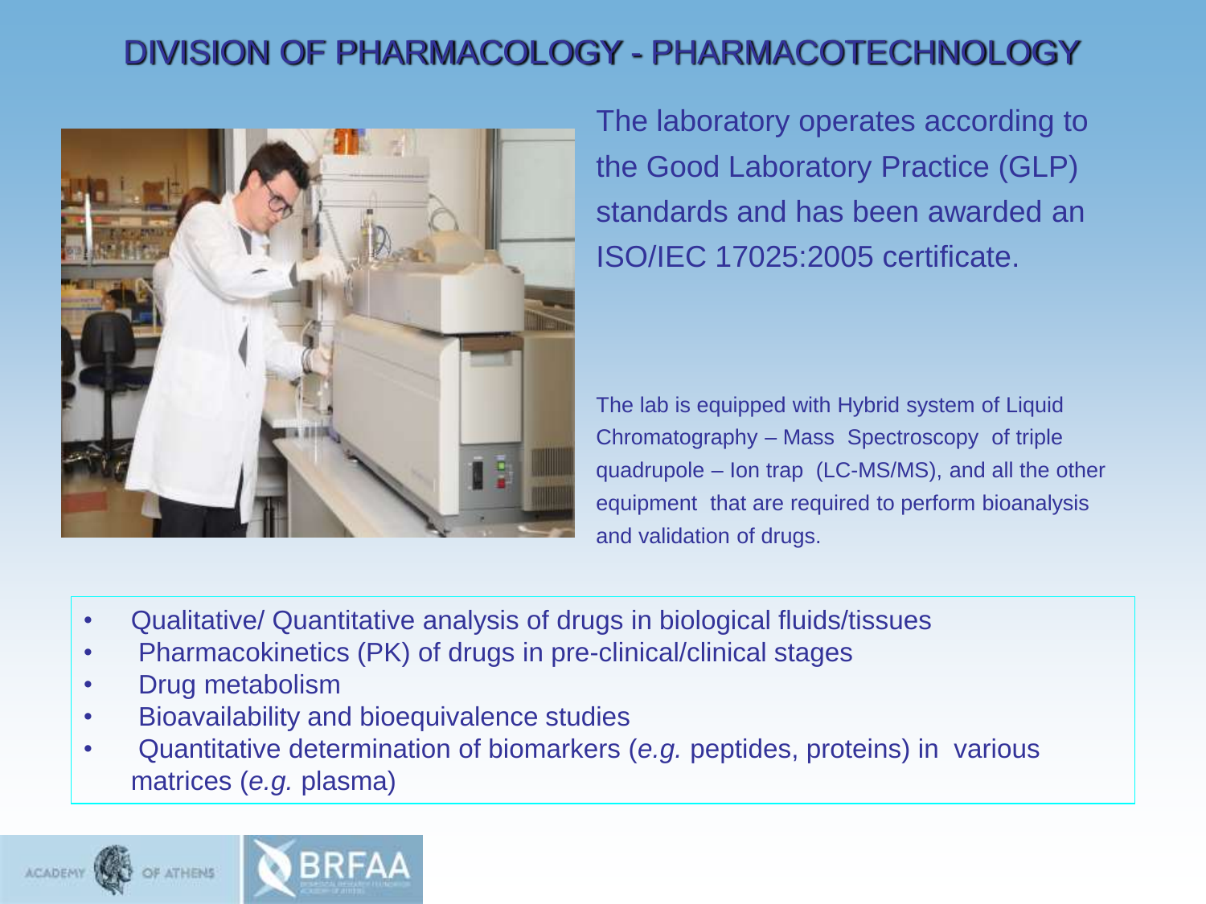# DIVISION OF PHARMACOLOGY - PHARMACOTECHNOLOGY

The laboratory operates according to the Good Laboratory Practice (GLP) standards and has been awarded an ISO/IEC 17025:2005 certificate.

The lab is equipped with Hybrid system of Liquid Chromatography – Mass Spectroscopy of triple quadrupole – Ion trap (LC-MS/MS), and all the other equipment that are required to perform bioanalysis and validation of drugs.

- Qualitative/ Quantitative analysis of drugs in biological fluids/tissues
- Pharmacokinetics (PK) of drugs in pre-clinical/clinical stages
- Drug metabolism
- Bioavailability and bioequivalence studies
- Quantitative determination of biomarkers (*e.g.* peptides, proteins) in various matrices (*e.g.* plasma)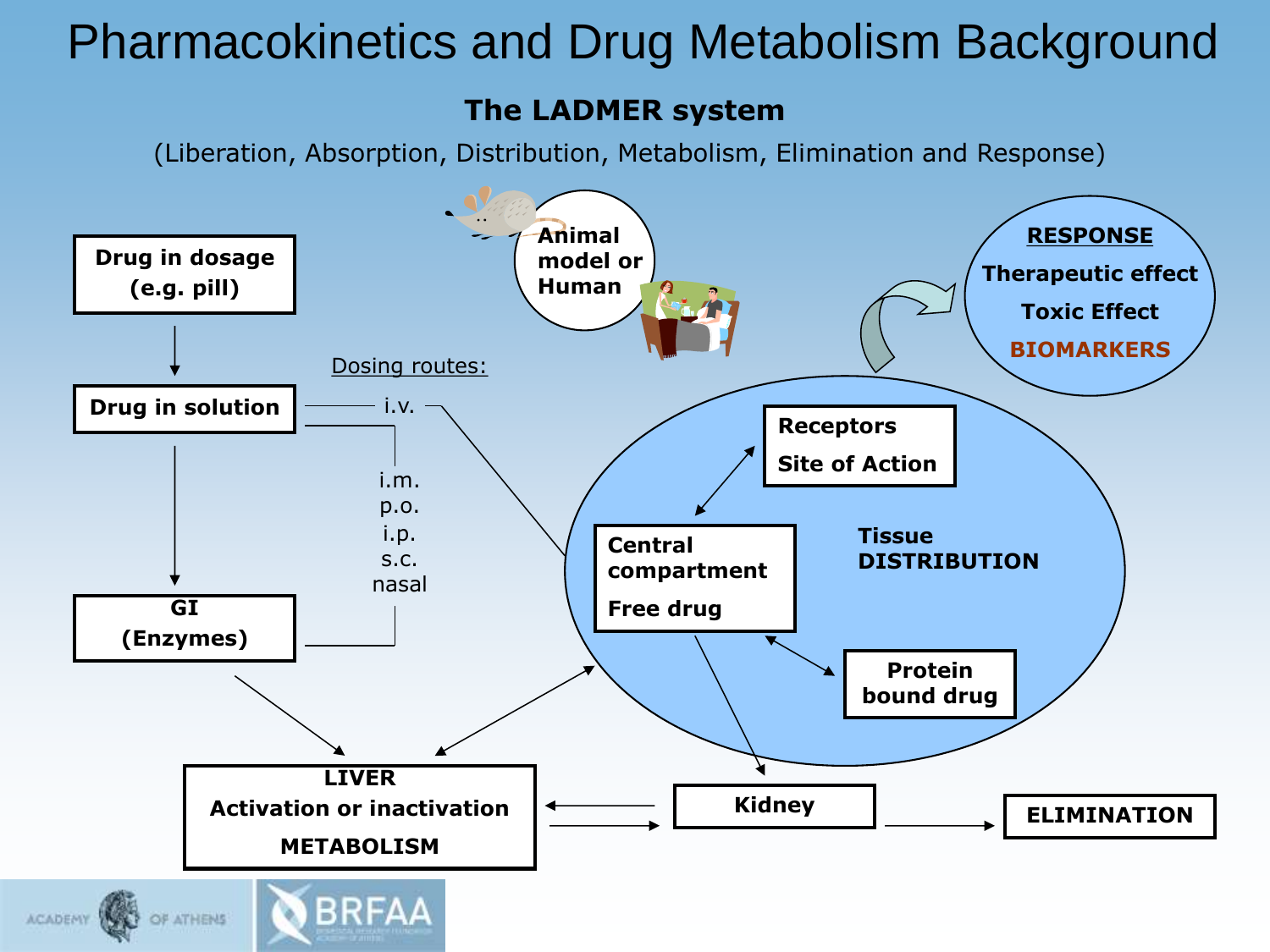# Pharmacokinetics and Drug Metabolism Background

## The LADMER system

(Liberation, Absorption, Distribution, Metabolism, Elimination and Response)

**Drug in dosage (e.g. pill)**

**Drug in solution**

**GI (Enzymes)**

Dosing routes:

i.v.

i.m.
p.o.
i.p.
s.c.
nasal

**Animal model or Human**

**RESPONSE**
**Therapeutic effect**
**Toxic Effect**
**BIOMARKERS**

**Receptors**
**Site of Action**

**Central compartment**
**Free drug**

**Tissue DISTRIBUTION**

**Protein bound drug**

**LIVER**
**Activation or inactivation**
**METABOLISM**

**Kidney**

**ELIMINATION**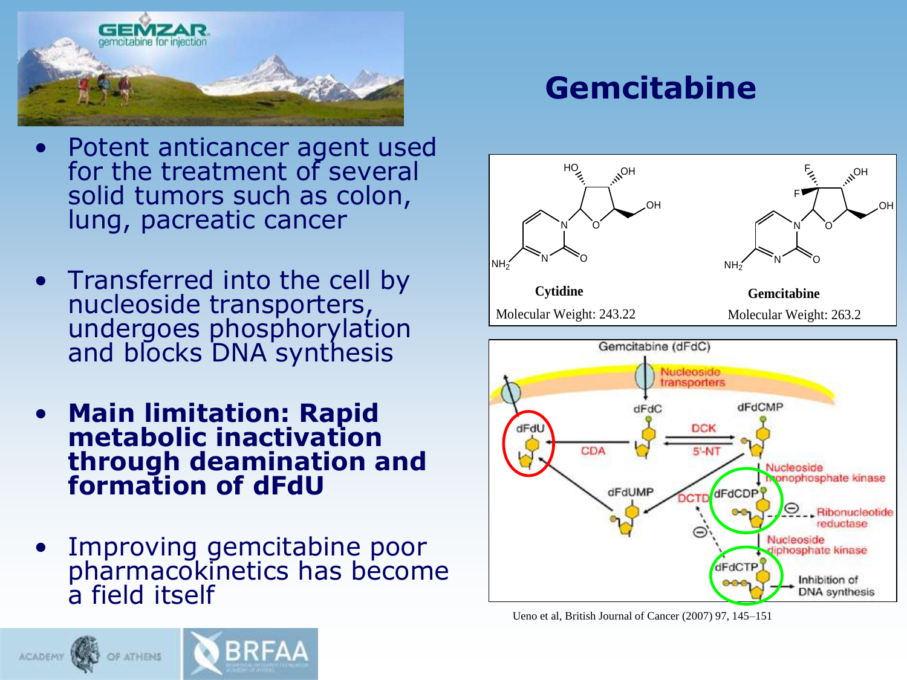# Gemcitabine

- Potent anticancer agent used for the treatment of several solid tumors such as colon, lung, pacreatic cancer
- Transferred into the cell by nucleoside transporters, undergoes phosphorylation and blocks DNA synthesis
- **Main limitation: Rapid metabolic inactivation through deamination and formation of dFdU**
- Improving gemcitabine poor pharmacokinetics has become a field itself

**Cytidine**
Molecular Weight: 243.22

**Gemcitabine**
Molecular Weight: 263.2

Ueno et al, British Journal of Cancer (2007) 97, 145–151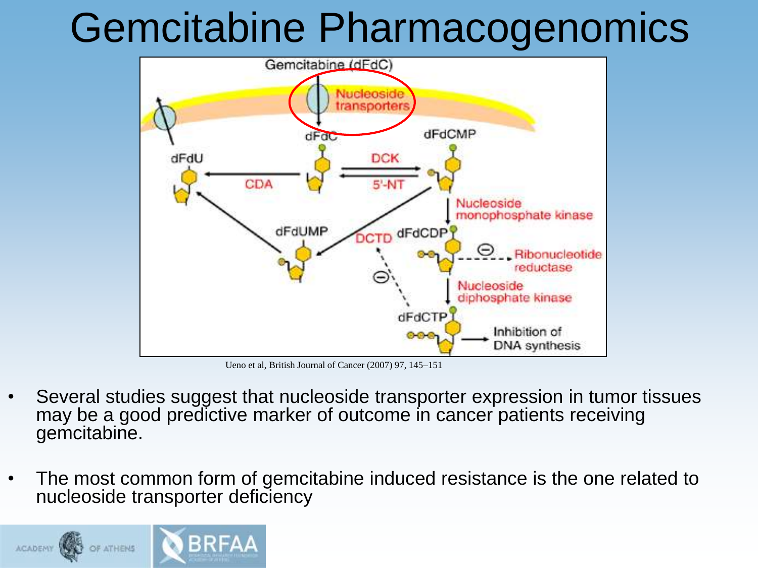# Gemcitabine Pharmacogenomics

Ueno et al, British Journal of Cancer (2007) 97, 145–151

- Several studies suggest that nucleoside transporter expression in tumor tissues may be a good predictive marker of outcome in cancer patients receiving gemcitabine.
- The most common form of gemcitabine induced resistance is the one related to nucleoside transporter deficiency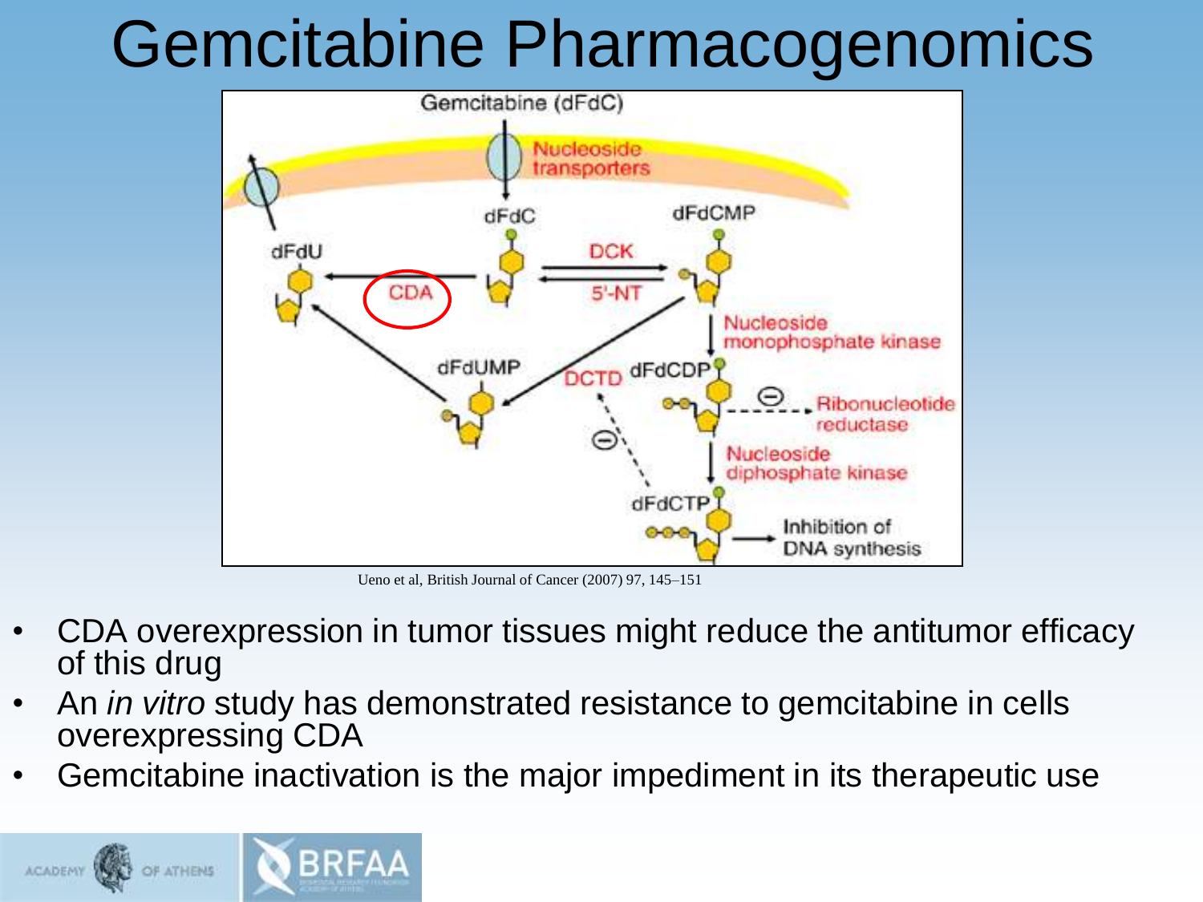# Gemcitabine Pharmacogenomics

Ueno et al, British Journal of Cancer (2007) 97, 145–151

- CDA overexpression in tumor tissues might reduce the antitumor efficacy of this drug
- An *in vitro* study has demonstrated resistance to gemcitabine in cells overexpressing CDA
- Gemcitabine inactivation is the major impediment in its therapeutic use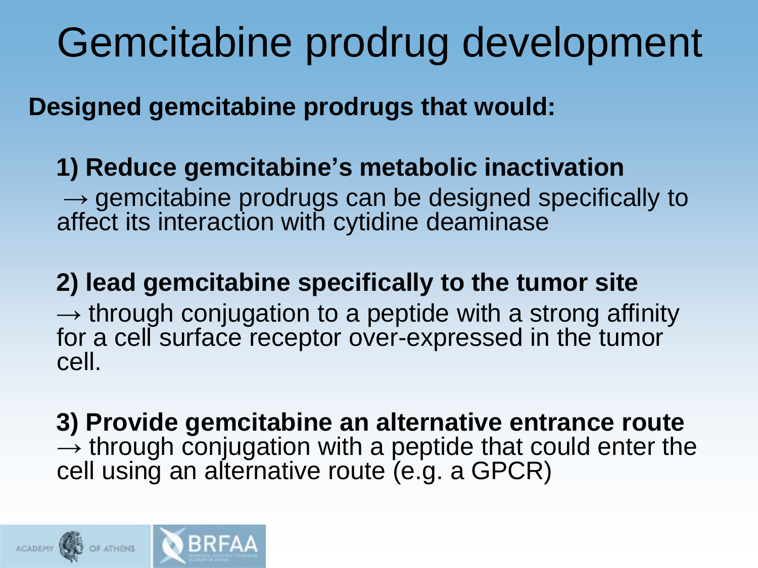# Gemcitabine prodrug development

**Designed gemcitabine prodrugs that would:**

**1) Reduce gemcitabine's metabolic inactivation**
→ gemcitabine prodrugs can be designed specifically to affect its interaction with cytidine deaminase

**2) lead gemcitabine specifically to the tumor site**
→ through conjugation to a peptide with a strong affinity for a cell surface receptor over-expressed in the tumor cell.

**3) Provide gemcitabine an alternative entrance route**
→ through conjugation with a peptide that could enter the cell using an alternative route (e.g. a GPCR)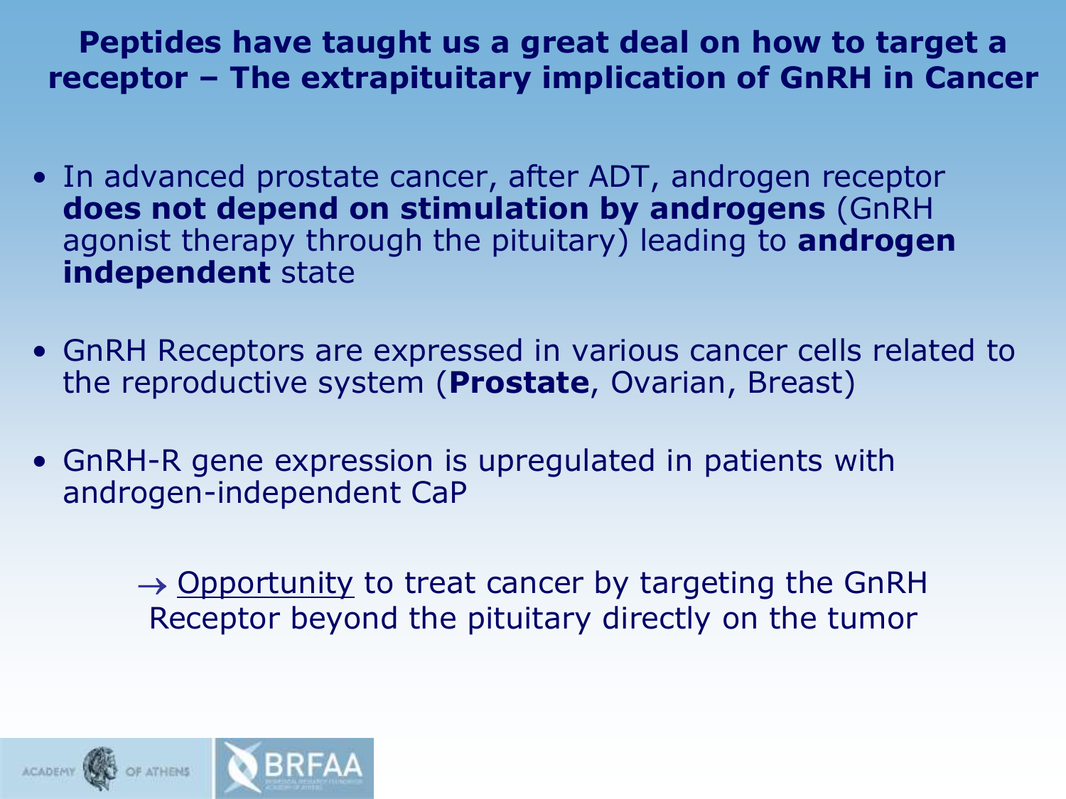## Peptides have taught us a great deal on how to target a receptor – The extrapituitary implication of GnRH in Cancer

- In advanced prostate cancer, after ADT, androgen receptor **does not depend on stimulation by androgens** (GnRH agonist therapy through the pituitary) leading to **androgen independent** state
- GnRH Receptors are expressed in various cancer cells related to the reproductive system (**Prostate**, Ovarian, Breast)
- GnRH-R gene expression is upregulated in patients with androgen-independent CaP

→ Opportunity to treat cancer by targeting the GnRH Receptor beyond the pituitary directly on the tumor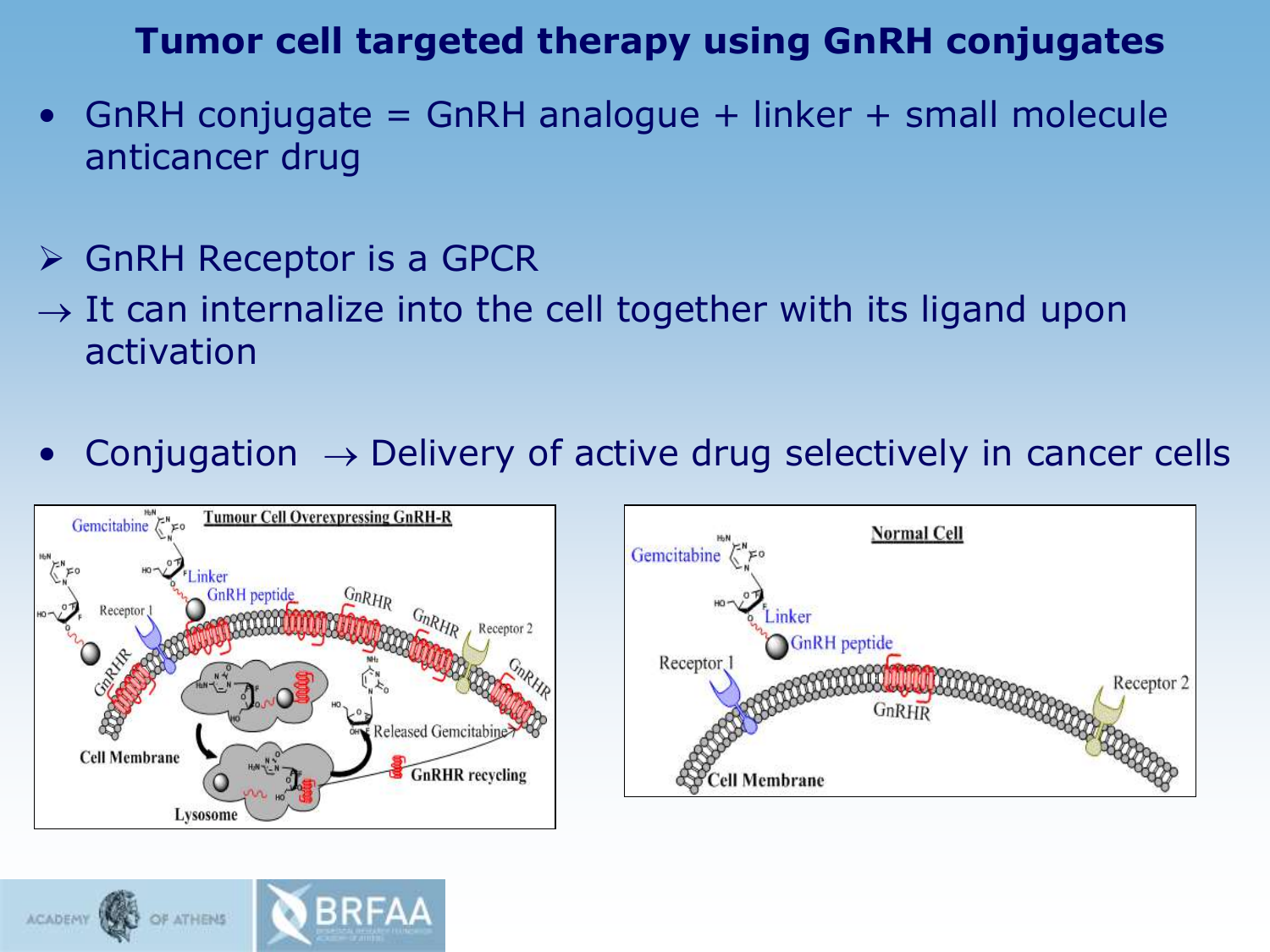# Tumor cell targeted therapy using GnRH conjugates

- GnRH conjugate = GnRH analogue + linker + small molecule anticancer drug

➢ GnRH Receptor is a GPCR

→ It can internalize into the cell together with its ligand upon activation

- Conjugation → Delivery of active drug selectively in cancer cells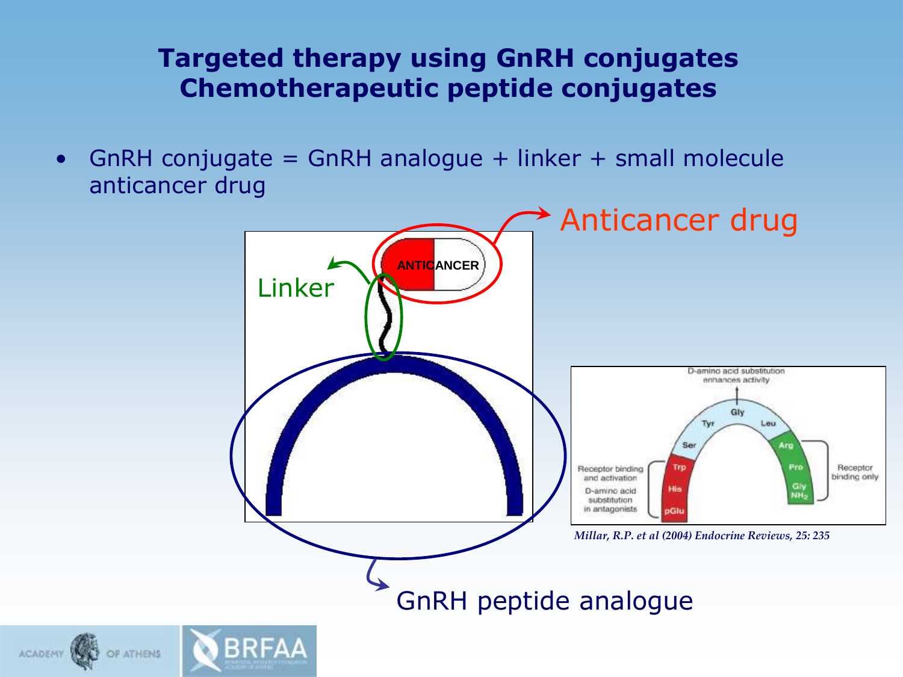# Targeted therapy using GnRH conjugates
## Chemotherapeutic peptide conjugates

- GnRH conjugate = GnRH analogue + linker + small molecule anticancer drug

Anticancer drug

Linker

ANTICANCER

GnRH peptide analogue

D-amino acid substitution enhances activity

Gly, Tyr, Leu, Ser, Arg, Trp, Pro, His, Gly $NH_2$, pGlu

Receptor binding and activation

D-amino acid substitution in antagonists

Receptor binding only

*Millar, R.P. et al (2004) Endocrine Reviews, 25: 235*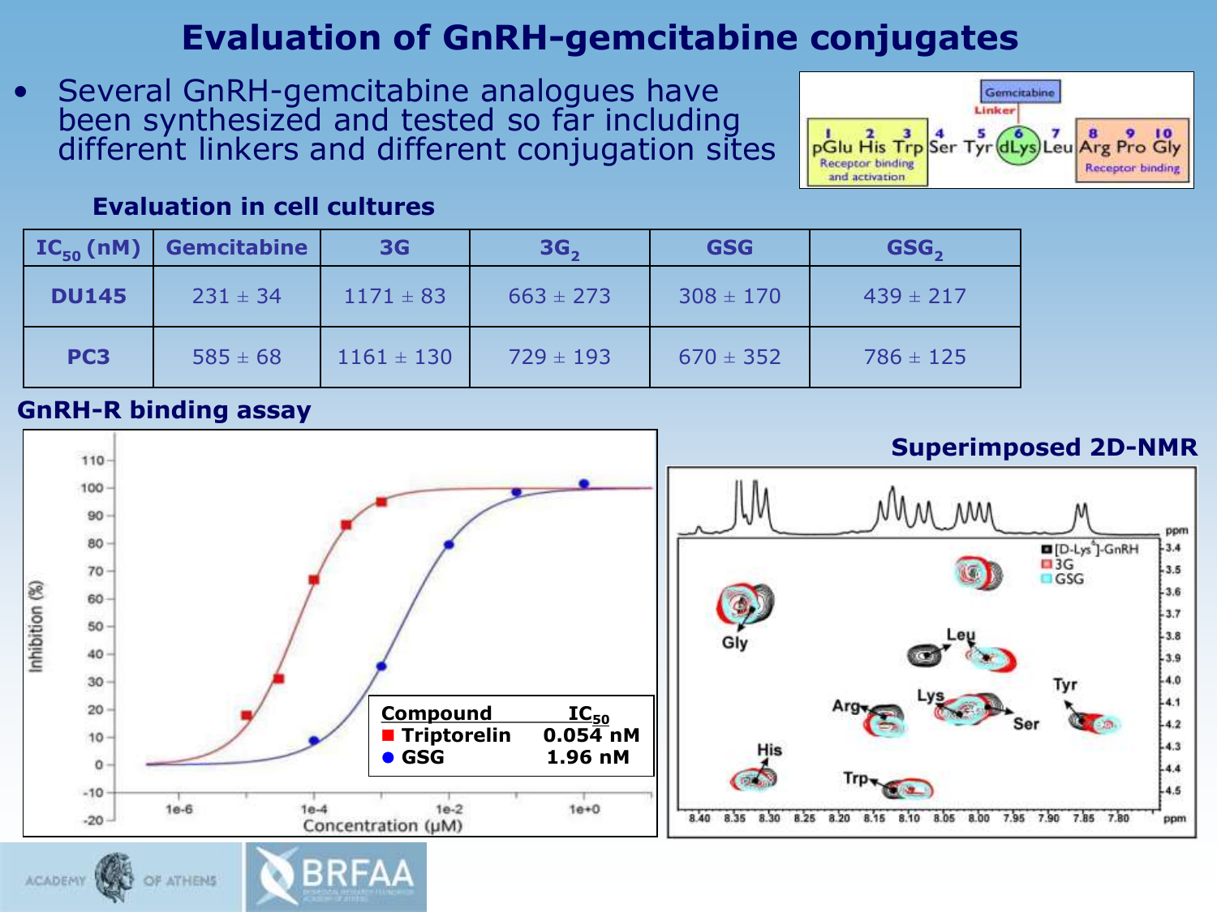# Evaluation of GnRH-gemcitabine conjugates

- Several GnRH-gemcitabine analogues have been synthesized and tested so far including different linkers and different conjugation sites

Gemcitabine
Linker
1 pGlu 2 His 3 Trp 4 Ser 5 Tyr 6 dLys 7 Leu 8 Arg 9 Pro 10 Gly
Receptor binding and activation
Receptor binding

### Evaluation in cell cultures

| $IC_{50}$ (nM) | Gemcitabine | 3G | $3G_2$ | GSG | $GSG_2$ |
|---|---|---|---|---|---|
| DU145 | 231 ± 34 | 1171 ± 83 | 663 ± 273 | 308 ± 170 | 439 ± 217 |
| PC3 | 585 ± 68 | 1161 ± 130 | 729 ± 193 | 670 ± 352 | 786 ± 125 |

### GnRH-R binding assay

| Compound | $IC_{50}$ |
|---|---|
| Triptorelin | 0.054 nM |
| GSG | 1.96 nM |

Inhibition (%)
Concentration (μM)

### Superimposed 2D-NMR

[D-Lys[6]]-GnRH
3G
GSG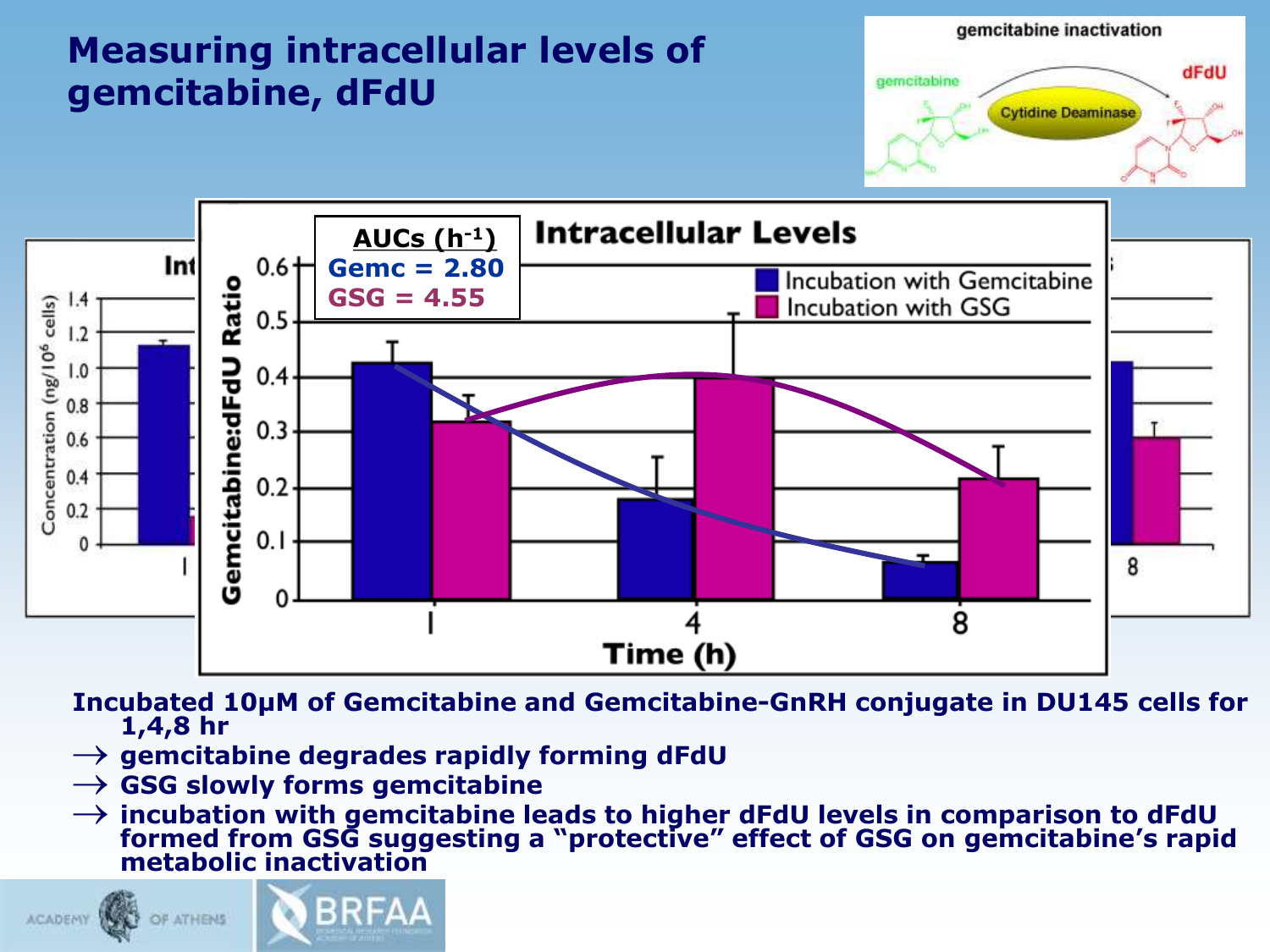# Measuring intracellular levels of gemcitabine, dFdU

**Incubated 10μM of Gemcitabine and Gemcitabine-GnRH conjugate in DU145 cells for 1,4,8 hr**

- → **gemcitabine degrades rapidly forming dFdU**
- → **GSG slowly forms gemcitabine**
- → **incubation with gemcitabine leads to higher dFdU levels in comparison to dFdU formed from GSG suggesting a "protective" effect of GSG on gemcitabine's rapid metabolic inactivation**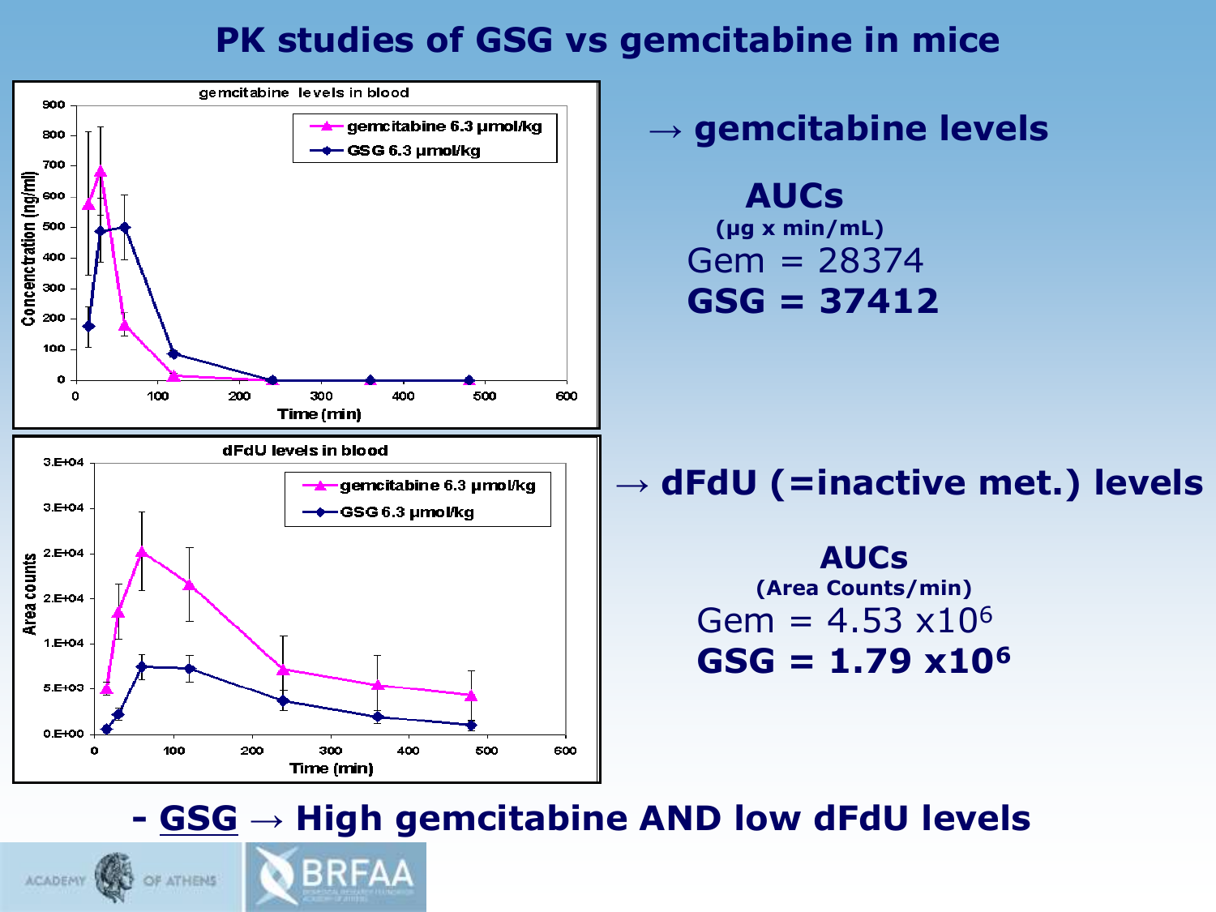# PK studies of GSG vs gemcitabine in mice

→ **gemcitabine levels**

**AUCs**
**(μg x min/mL)**

Gem = 28374

**GSG = 37412**

→ **dFdU (=inactive met.) levels**

**AUCs**
**(Area Counts/min)**

Gem = 4.53 $\times 10^6$

**GSG = 1.79 $\times 10^6$**

**- GSG → High gemcitabine AND low dFdU levels**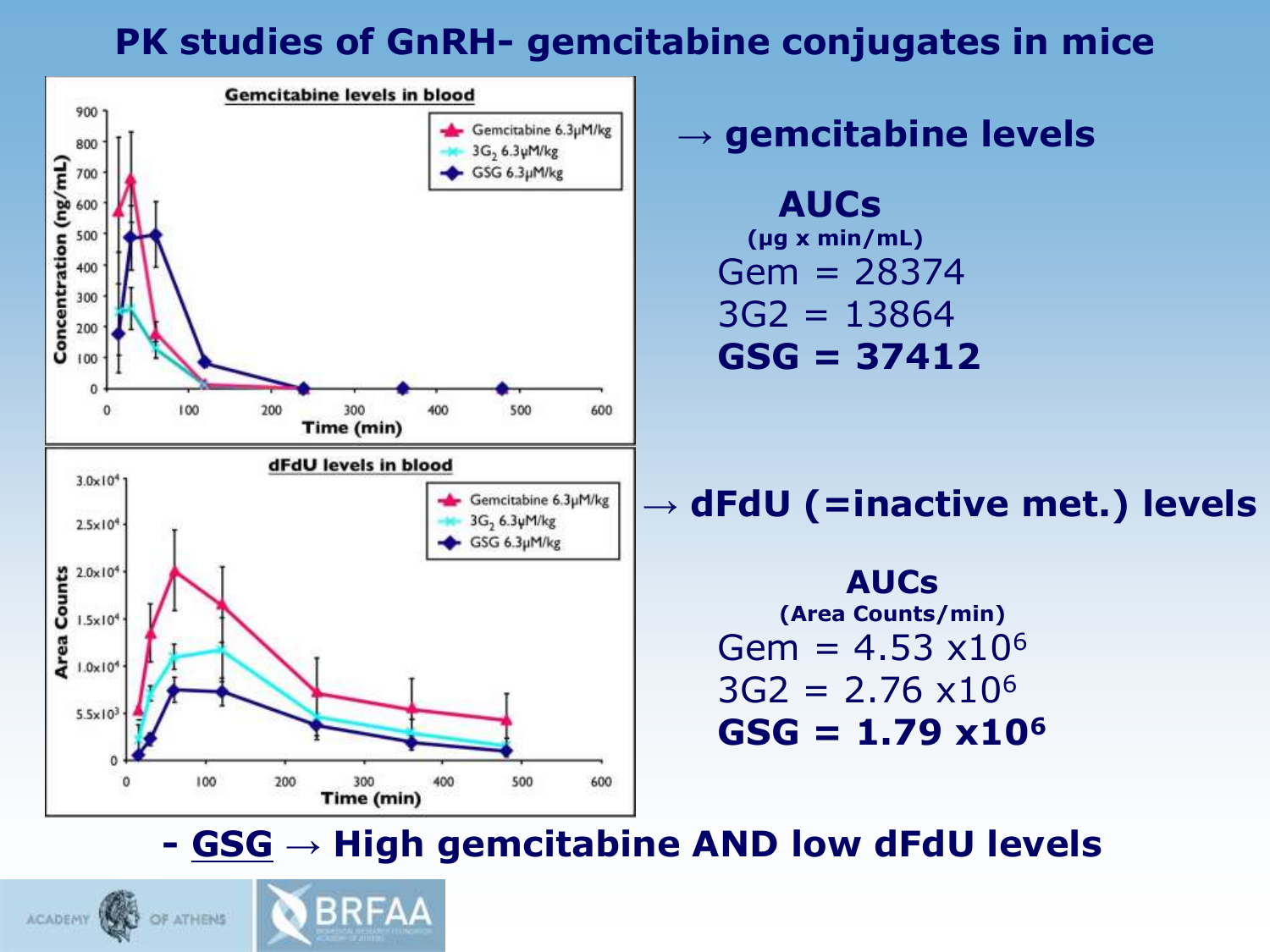# PK studies of GnRH- gemcitabine conjugates in mice

→ **gemcitabine levels**

**AUCs**
**(μg x min/mL)**

Gem = 28374
3G2 = 13864
**GSG = 37412**

→ **dFdU (=inactive met.) levels**

**AUCs**
**(Area Counts/min)**

Gem = $4.53 \times 10^6$
3G2 = $2.76 \times 10^6$
**GSG = $1.79 \times 10^6$**

**- <u>GSG</u> → High gemcitabine AND low dFdU levels**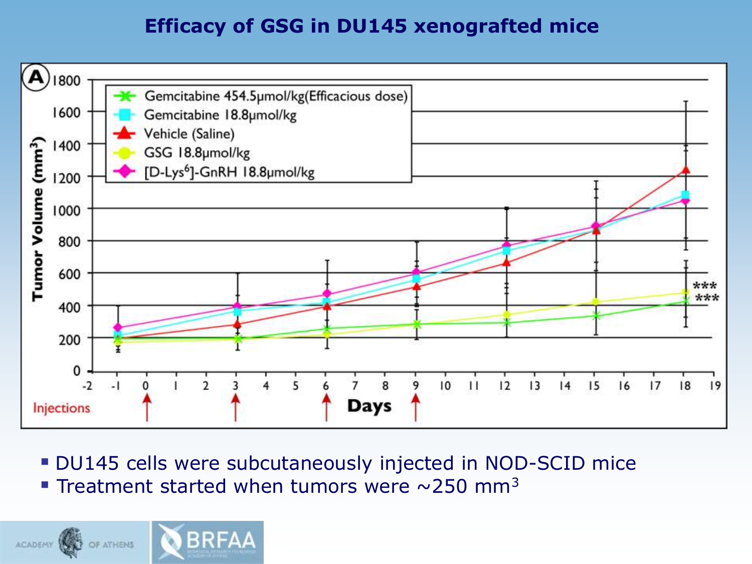# Efficacy of GSG in DU145 xenografted mice

A

Tumor Volume ($mm^3$)

- Gemcitabine 454.5μmol/kg(Efficacious dose)
- Gemcitabine 18.8μmol/kg
- Vehicle (Saline)
- GSG 18.8μmol/kg
- [D-Lys[6]]-GnRH 18.8μmol/kg

***
***

Injections

Days

- DU145 cells were subcutaneously injected in NOD-SCID mice
- Treatment started when tumors were ~250 $mm^3$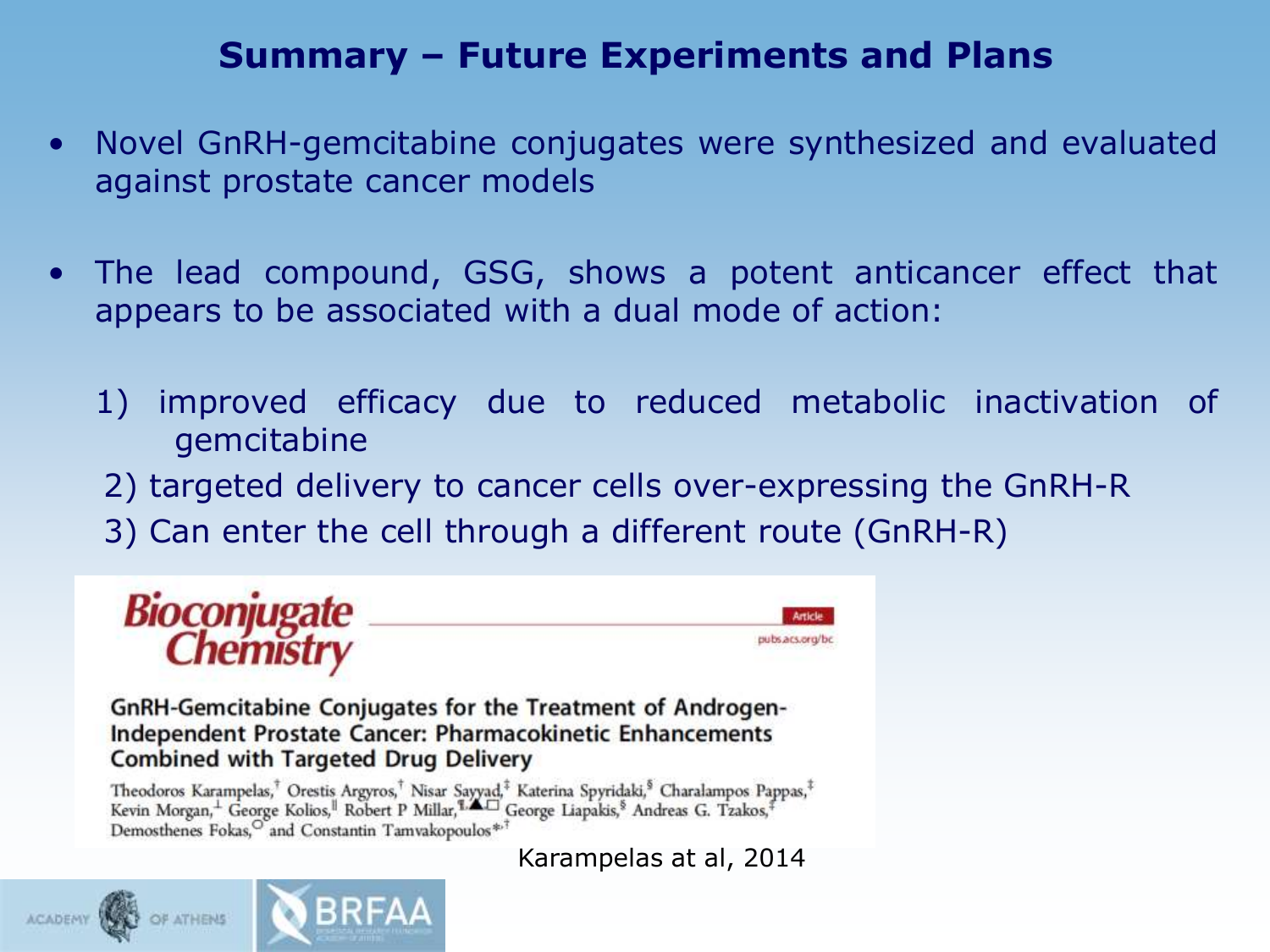# Summary – Future Experiments and Plans

- Novel GnRH-gemcitabine conjugates were synthesized and evaluated against prostate cancer models
- The lead compound, GSG, shows a potent anticancer effect that appears to be associated with a dual mode of action:

  1) improved efficacy due to reduced metabolic inactivation of gemcitabine
  2) targeted delivery to cancer cells over-expressing the GnRH-R
  3) Can enter the cell through a different route (GnRH-R)

**Bioconjugate Chemistry** — Article — pubs.acs.org/bc

**GnRH-Gemcitabine Conjugates for the Treatment of Androgen-Independent Prostate Cancer: Pharmacokinetic Enhancements Combined with Targeted Drug Delivery**

Theodoros Karampelas,[†] Orestis Argyros,[†] Nisar Sayyad,[‡] Katerina Spyridaki,[§] Charalampos Pappas,[‡] Kevin Morgan,[⊥] George Kolios,[∥] Robert P Millar,[¶,▲,□] George Liapakis,[§] Andreas G. Tzakos,[‡] Demosthenes Fokas,[○] and Constantin Tamvakopoulos*[†]

Karampelas at al, 2014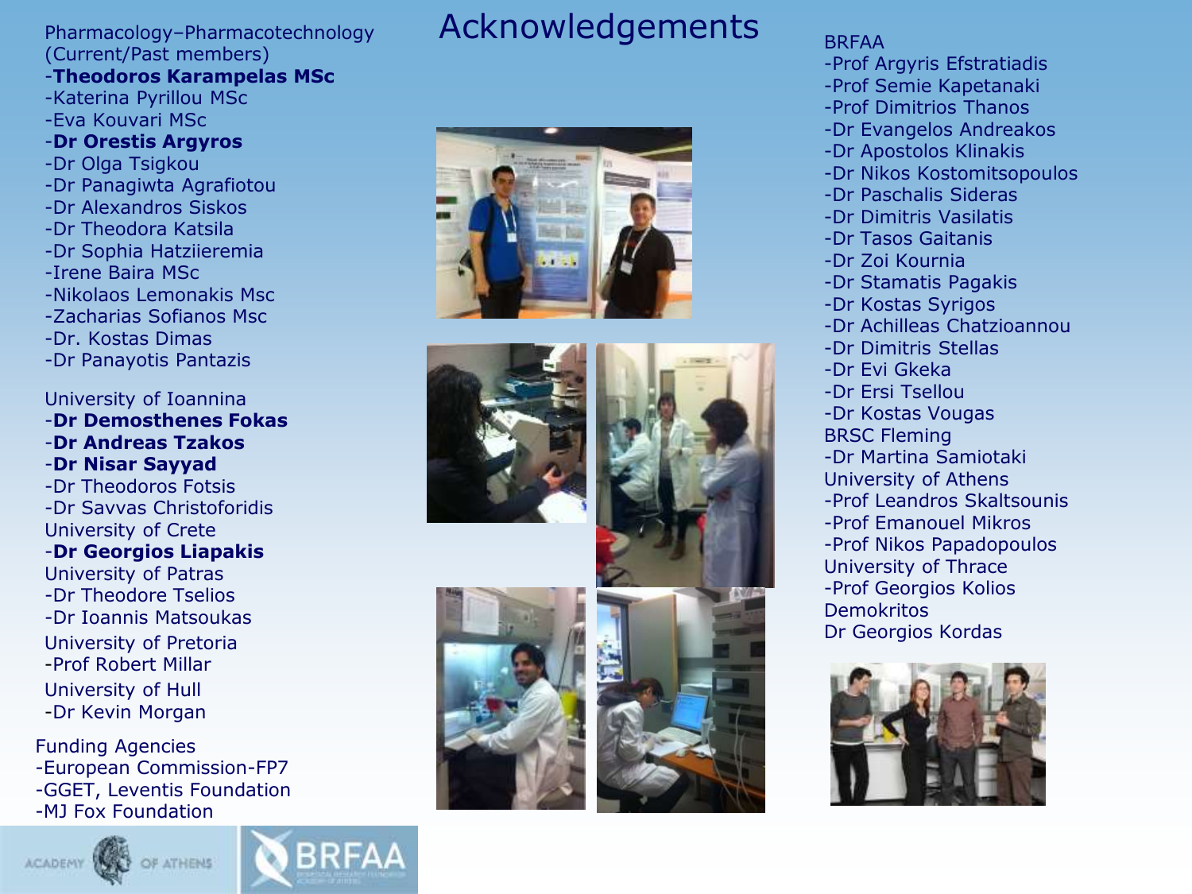# Acknowledgements

Pharmacology–Pharmacotechnology (Current/Past members)
- **Theodoros Karampelas MSc**
- Katerina Pyrillou MSc
- Eva Kouvari MSc
- **Dr Orestis Argyros**
- Dr Olga Tsigkou
- Dr Panagiwta Agrafiotou
- Dr Alexandros Siskos
- Dr Theodora Katsila
- Dr Sophia Hatziieremia
- Irene Baira MSc
- Nikolaos Lemonakis Msc
- Zacharias Sofianos Msc
- Dr. Kostas Dimas
- Dr Panayotis Pantazis

University of Ioannina
- **Dr Demosthenes Fokas**
- **Dr Andreas Tzakos**
- **Dr Nisar Sayyad**
- Dr Theodoros Fotsis
- Dr Savvas Christoforidis

University of Crete
- **Dr Georgios Liapakis**

University of Patras
- Dr Theodore Tselios
- Dr Ioannis Matsoukas

University of Pretoria
- Prof Robert Millar

University of Hull
- Dr Kevin Morgan

Funding Agencies
- European Commission-FP7
- GGET, Leventis Foundation
- MJ Fox Foundation

BRFAA
- Prof Argyris Efstratiadis
- Prof Semie Kapetanaki
- Prof Dimitrios Thanos
- Dr Evangelos Andreakos
- Dr Apostolos Klinakis
- Dr Nikos Kostomitsopoulos
- Dr Paschalis Sideras
- Dr Dimitris Vasilatis
- Dr Tasos Gaitanis
- Dr Zoi Kournia
- Dr Stamatis Pagakis
- Dr Kostas Syrigos
- Dr Achilleas Chatzioannou
- Dr Dimitris Stellas
- Dr Evi Gkeka
- Dr Ersi Tsellou
- Dr Kostas Vougas

BRSC Fleming
- Dr Martina Samiotaki

University of Athens
- Prof Leandros Skaltsounis
- Prof Emanouel Mikros
- Prof Nikos Papadopoulos

University of Thrace
- Prof Georgios Kolios

Demokritos
Dr Georgios Kordas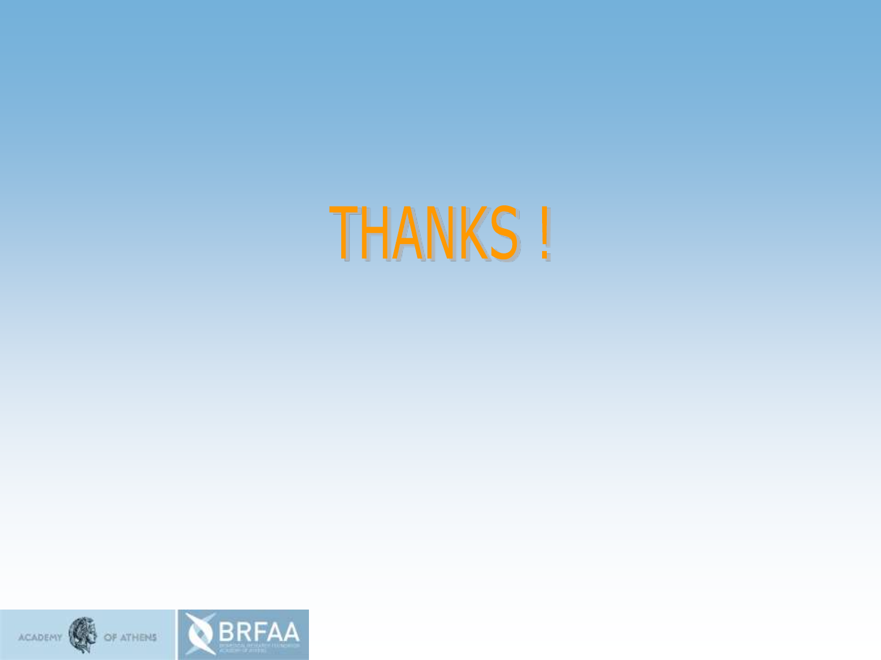# THANKS !